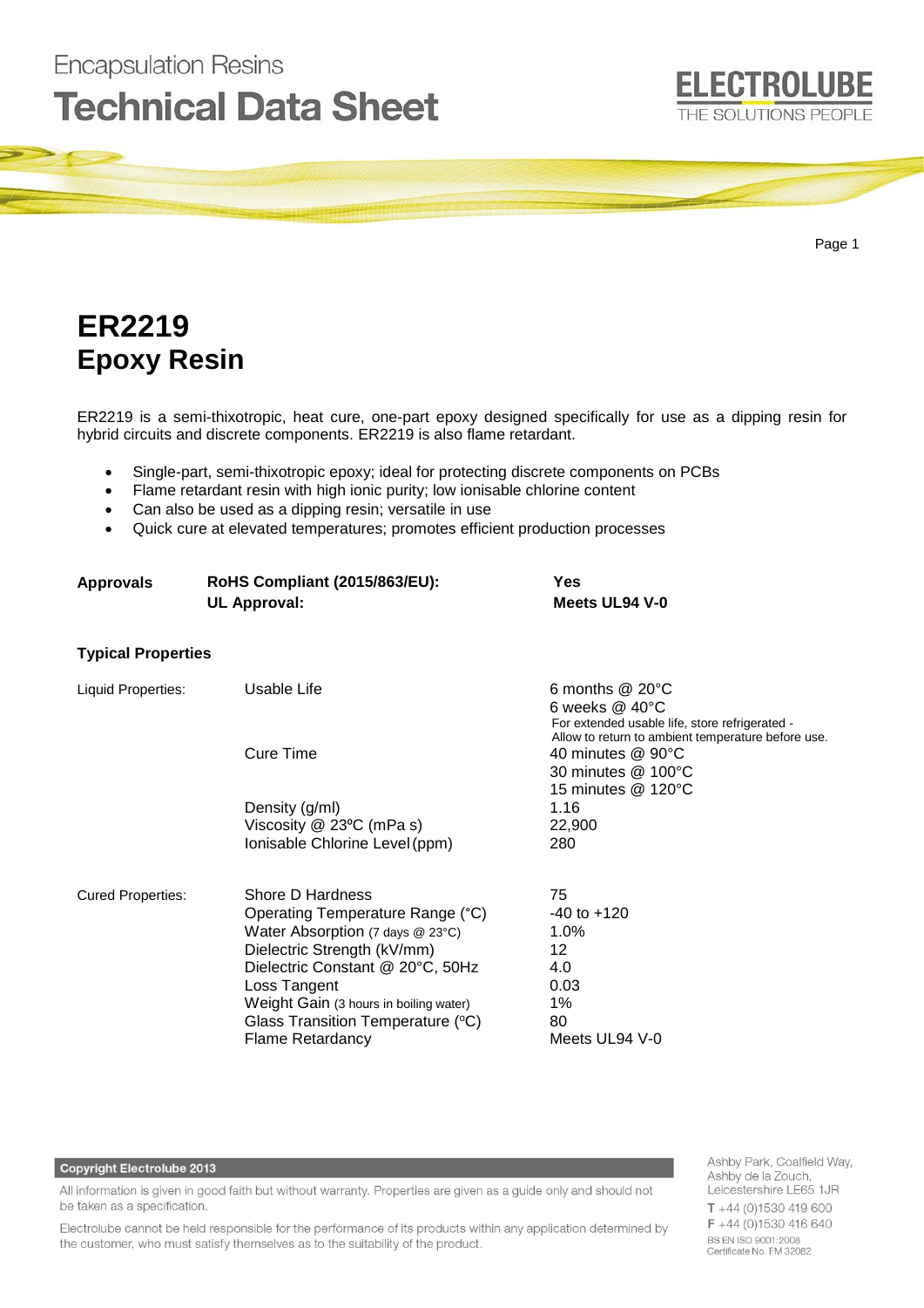Encapsulation Resins

Technical Data Sheet

ELECTROLUBE
THE SOLUTIONS PEOPLE

# ER2219
# Epoxy Resin

ER2219 is a semi-thixotropic, heat cure, one-part epoxy designed specifically for use as a dipping resin for hybrid circuits and discrete components. ER2219 is also flame retardant.

- Single-part, semi-thixotropic epoxy; ideal for protecting discrete components on PCBs
- Flame retardant resin with high ionic purity; low ionisable chlorine content
- Can also be used as a dipping resin; versatile in use
- Quick cure at elevated temperatures; promotes efficient production processes

| **Approvals** | **RoHS Compliant (2015/863/EU):** | **Yes** |
|---|---|---|
| | **UL Approval:** | **Meets UL94 V-0** |

**Typical Properties**

| | | |
|---|---|---|
| Liquid Properties: | Usable Life | 6 months @ 20°C<br>6 weeks @ 40°C<br>For extended usable life, store refrigerated - Allow to return to ambient temperature before use. |
| | Cure Time | 40 minutes @ 90°C<br>30 minutes @ 100°C<br>15 minutes @ 120°C |
| | Density (g/ml) | 1.16 |
| | Viscosity @ 23ºC (mPa s) | 22,900 |
| | Ionisable Chlorine Level (ppm) | 280 |
| Cured Properties: | Shore D Hardness | 75 |
| | Operating Temperature Range (°C) | -40 to +120 |
| | Water Absorption (7 days @ 23°C) | 1.0% |
| | Dielectric Strength (kV/mm) | 12 |
| | Dielectric Constant @ 20°C, 50Hz | 4.0 |
| | Loss Tangent | 0.03 |
| | Weight Gain (3 hours in boiling water) | 1% |
| | Glass Transition Temperature (ºC) | 80 |
| | Flame Retardancy | Meets UL94 V-0 |

**Copyright Electrolube 2013**

All information is given in good faith but without warranty. Properties are given as a guide only and should not be taken as a specification.

Electrolube cannot be held responsible for the performance of its products within any application determined by the customer, who must satisfy themselves as to the suitability of the product.

Ashby Park, Coalfield Way,
Ashby de la Zouch,
Leicestershire LE65 1JR
T +44 (0)1530 419 600
F +44 (0)1530 416 640
BS EN ISO 9001:2008
Certificate No. FM 32082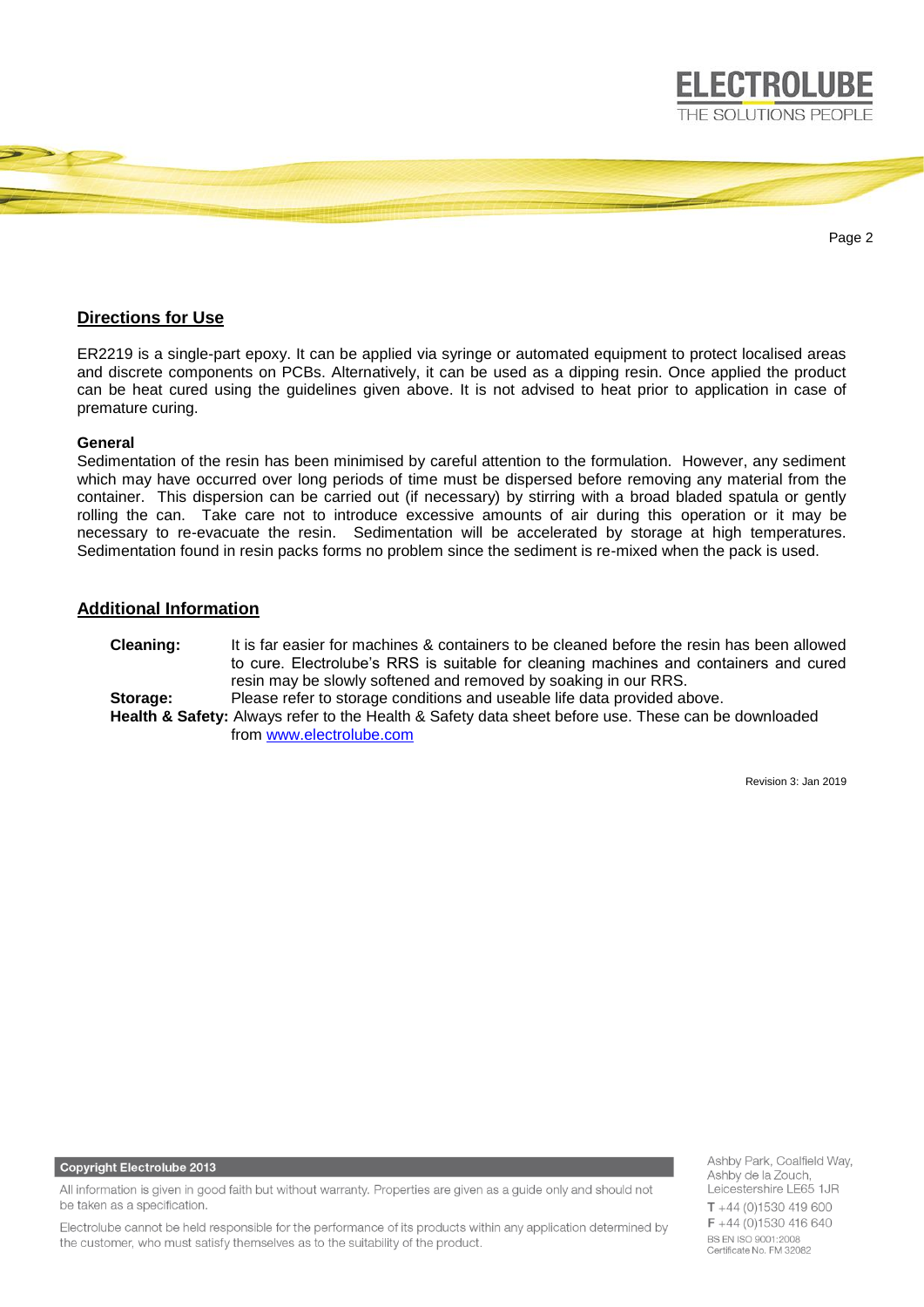## Directions for Use

ER2219 is a single-part epoxy. It can be applied via syringe or automated equipment to protect localised areas and discrete components on PCBs. Alternatively, it can be used as a dipping resin. Once applied the product can be heat cured using the guidelines given above. It is not advised to heat prior to application in case of premature curing.

### General

Sedimentation of the resin has been minimised by careful attention to the formulation. However, any sediment which may have occurred over long periods of time must be dispersed before removing any material from the container. This dispersion can be carried out (if necessary) by stirring with a broad bladed spatula or gently rolling the can. Take care not to introduce excessive amounts of air during this operation or it may be necessary to re-evacuate the resin. Sedimentation will be accelerated by storage at high temperatures. Sedimentation found in resin packs forms no problem since the sediment is re-mixed when the pack is used.

## Additional Information

**Cleaning:** It is far easier for machines & containers to be cleaned before the resin has been allowed to cure. Electrolube's RRS is suitable for cleaning machines and containers and cured resin may be slowly softened and removed by soaking in our RRS.

**Storage:** Please refer to storage conditions and useable life data provided above.

**Health & Safety:** Always refer to the Health & Safety data sheet before use. These can be downloaded from www.electrolube.com

Revision 3: Jan 2019

**Copyright Electrolube 2013**

All information is given in good faith but without warranty. Properties are given as a guide only and should not be taken as a specification.

Electrolube cannot be held responsible for the performance of its products within any application determined by the customer, who must satisfy themselves as to the suitability of the product.

Ashby Park, Coalfield Way,
Ashby de la Zouch,
Leicestershire LE65 1JR
T +44 (0)1530 419 600
F +44 (0)1530 416 640
BS EN ISO 9001:2008
Certificate No. FM 32082